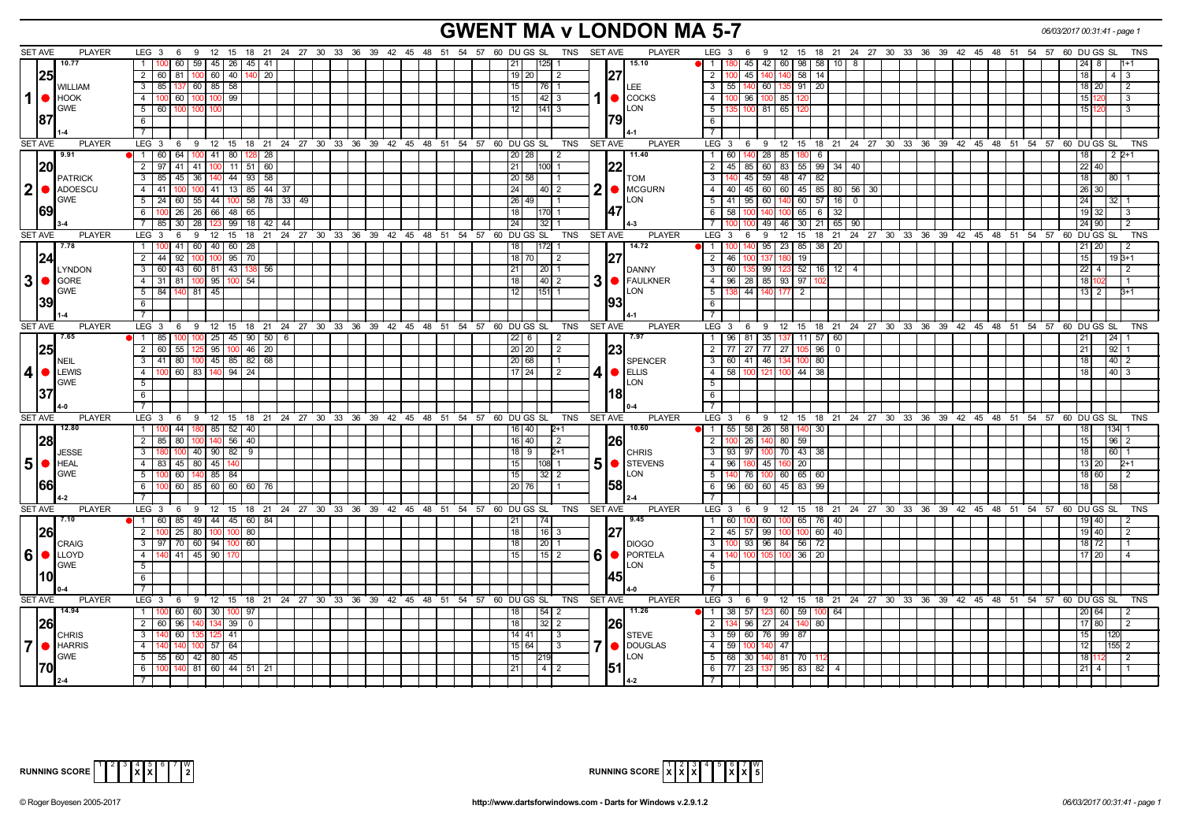# GWENT MA v LONDON MA 5-7

06/03/2017 00:31:41 - page 1

| SET AVE | PLAYER | LEG | 3 | 6 | 9 | 12 | 15 | 18 | 21 | 24 | DU | GS | SL | TNS | SET AVE | PLAYER | LEG | 3 | 6 | 9 | 12 | 15 | 18 | 21 | 24 | 27 | DU | GS | SL | TNS |
|---|---|---|---|---|---|---|---|---|---|---|---|---|---|---|---|---|---|---|---|---|---|---|---|---|---|---|---|---|---|---|
| 10.77 | | 1 | 100 | 60 | 59 | 45 | 26 | 45 | 41 | | 21 | | 125 | 1 | 15.10 | | 1 | 180 | 45 | 42 | 60 | 98 | 58 | 10 | 8 | | 24 | 8 | | 1+1 |
| 25 | | 2 | 60 | 81 | 100 | 60 | 40 | 140 | 20 | | 19 | 20 | | 2 | 27 | | 2 | 100 | 45 | 140 | 140 | 58 | 14 | | | | 18 | | 4 | 3 |
| | WILLIAM | 3 | 85 | 137 | 60 | 85 | 58 | | | | 15 | | 76 | 1 | | LEE | 3 | 55 | 140 | 60 | 135 | 91 | 20 | | | | 18 | 20 | | 2 |
| 1 | HOOK | 4 | 100 | 60 | 100 | 100 | 99 | | | | 15 | | 42 | 3 | 1 | COCKS | 4 | 100 | 96 | 100 | 85 | 120 | | | | | 15 | 120 | | 3 |
| | GWE | 5 | 60 | 100 | 100 | 100 | | | | | 12 | | 141 | 3 | | LON | 5 | 135 | 100 | 81 | 65 | 120 | | | | | 15 | 120 | | 3 |
| 87 | | 6 | | | | | | | | | | | | | 79 | | 6 | | | | | | | | | | | | | |
| | 1-4 | 7 | | | | | | | | | | | | | | 4-1 | 7 | | | | | | | | | | | | | |
| 9.91 | | 1 | 60 | 64 | 100 | 41 | 80 | 128 | 28 | | 20 | 28 | | 2 | 11.40 | | 1 | 60 | 140 | 28 | 85 | 180 | 6 | | | | 18 | | 2 | 2+1 |
| 20 | | 2 | 97 | 41 | 41 | 100 | 11 | 51 | 60 | | 21 | | 100 | 1 | 22 | | 2 | 45 | 85 | 60 | 83 | 55 | 99 | 34 | 40 | | 22 | 40 | | |
| | PATRICK | 3 | 85 | 45 | 36 | 140 | 44 | 93 | 58 | | 20 | 58 | | 1 | | TOM | 3 | 140 | 45 | 59 | 48 | 47 | 82 | | | | 18 | | 80 | 1 |
| 2 | ADOESCU | 4 | 41 | 100 | 100 | 41 | 13 | 85 | 44 | 37 | 24 | | 40 | 2 | 2 | MCGURN | 4 | 40 | 45 | 60 | 60 | 45 | 85 | 80 | 56 | 30 | 26 | 30 | | |
| | GWE | 5 | 24 | 60 | 55 | 44 | 100 | 58 | 78 | 33 49 | 26 | 49 | | 1 | | LON | 5 | 41 | 95 | 60 | 140 | 60 | 57 | 16 | 0 | | 24 | | 32 | 1 |
| 69 | | 6 | 100 | 26 | 26 | 66 | 48 | 65 | | | 18 | | 170 | 1 | 47 | | 6 | 58 | 100 | 140 | 100 | 65 | 6 | 32 | | | 19 | 32 | | 3 |
| | 3-4 | 7 | 85 | 30 | 28 | 123 | 99 | 18 | 42 | 44 | 24 | | 32 | 1 | | 4-3 | 7 | 100 | 100 | 49 | 46 | 30 | 21 | 65 | 90 | | 24 | 90 | | 2 |
| 7.78 | | 1 | 100 | 41 | 60 | 40 | 60 | 28 | | | 18 | | 172 | 1 | 14.72 | | 1 | 100 | 140 | 95 | 23 | 85 | 38 | 20 | | | 21 | 20 | | 2 |
| 24 | | 2 | 44 | 92 | 100 | 100 | 95 | 70 | | | 18 | 70 | | 2 | 27 | | 2 | 46 | 100 | 137 | 180 | 19 | | | | | 15 | | 19 | 3+1 |
| | LYNDON | 3 | 60 | 43 | 60 | 81 | 43 | 138 | 56 | | 21 | | 20 | 1 | | DANNY | 3 | 60 | 135 | 99 | 123 | 52 | 16 | 12 | 4 | | 22 | 4 | | 2 |
| 3 | GORE | 4 | 31 | 81 | 100 | 95 | 100 | 54 | | | 18 | | 40 | 2 | 3 | FAULKNER | 4 | 96 | 28 | 85 | 93 | 97 | 102 | | | | 18 | 102 | | 1 |
| | GWE | 5 | 84 | 140 | 81 | 45 | | | | | 12 | | 151 | 1 | | LON | 5 | 138 | 44 | 140 | 177 | 2 | | | | | 13 | 2 | | 3+1 |
| 39 | | 6 | | | | | | | | | | | | | 93 | | 6 | | | | | | | | | | | | | |
| | 1-4 | 7 | | | | | | | | | | | | | | 4-1 | 7 | | | | | | | | | | | | | |
| 7.65 | | 1 | 85 | 100 | 100 | 25 | 45 | 90 | 50 | 6 | 22 | 6 | | 2 | 7.97 | | 1 | 96 | 81 | 35 | 137 | 11 | 57 | 60 | | | 21 | | 24 | 1 |
| 25 | | 2 | 60 | 55 | 125 | 95 | 100 | 46 | 20 | | 20 | 20 | | 2 | 23 | | 2 | 77 | 27 | 77 | 27 | 105 | 96 | 0 | | | 21 | | 92 | 1 |
| | NEIL | 3 | 41 | 80 | 100 | 45 | 85 | 82 | 68 | | 20 | 68 | | 1 | | SPENCER | 3 | 60 | 41 | 46 | 134 | 100 | 80 | | | | 18 | | 40 | 2 |
| 4 | LEWIS | 4 | 100 | 60 | 83 | 140 | 94 | 24 | | | 17 | 24 | | 2 | 4 | ELLIS | 4 | 58 | 100 | 121 | 100 | 44 | 38 | | | | 18 | | 40 | 3 |
| | GWE | 5 | | | | | | | | | | | | | | LON | 5 | | | | | | | | | | | | | |
| 37 | | 6 | | | | | | | | | | | | | 18 | | 6 | | | | | | | | | | | | | |
| | 4-0 | 7 | | | | | | | | | | | | | | 0-4 | 7 | | | | | | | | | | | | | |
| 12.80 | | 1 | 100 | 44 | 180 | 85 | 52 | 40 | | | 16 | 40 | | 2+1 | 10.60 | | 1 | 55 | 58 | 26 | 58 | 140 | 30 | | | | 18 | | 134 | 1 |
| 28 | | 2 | 85 | 80 | 100 | 140 | 56 | 40 | | | 16 | 40 | | 2 | 26 | | 2 | 100 | 26 | 140 | 80 | 59 | | | | | 15 | | 96 | 2 |
| | JESSE | 3 | 180 | 100 | 40 | 90 | 82 | 9 | | | 18 | 9 | | 2+1 | | CHRIS | 3 | 93 | 97 | 100 | 70 | 43 | 38 | | | | 18 | | 60 | 1 |
| 5 | HEAL | 4 | 83 | 45 | 80 | 45 | 140 | | | | 15 | | 108 | 1 | 5 | STEVENS | 4 | 96 | 180 | 45 | 160 | 20 | | | | | 13 | 20 | | 2+1 |
| | GWE | 5 | 100 | 60 | 140 | 85 | 84 | | | | 15 | | 32 | 2 | | LON | 5 | 140 | 76 | 100 | 60 | 65 | 60 | | | | 18 | 60 | | 2 |
| 66 | | 6 | 100 | 60 | 85 | 60 | 60 | 60 | 76 | | 20 | 76 | | 1 | 58 | | 6 | 96 | 60 | 60 | 45 | 83 | 99 | | | | 18 | | 58 | |
| | 4-2 | 7 | | | | | | | | | | | | | | 2-4 | 7 | | | | | | | | | | | | | |
| 7.10 | | 1 | 60 | 85 | 49 | 44 | 45 | 60 | 84 | | 21 | | 74 | | 9.45 | | 1 | 60 | 100 | 60 | 100 | 65 | 76 | 40 | | | 19 | 40 | | 2 |
| 26 | | 2 | 100 | 25 | 80 | 100 | 100 | 80 | | | 18 | | 16 | 3 | 27 | | 2 | 45 | 57 | 99 | 100 | 100 | 60 | 40 | | | 19 | 40 | | 2 |
| | CRAIG | 3 | 97 | 70 | 60 | 94 | 100 | 60 | | | 18 | | 20 | 1 | | DIOGO | 3 | 100 | 93 | 96 | 84 | 56 | 72 | | | | 18 | 72 | | 1 |
| 6 | LLOYD | 4 | 140 | 41 | 45 | 90 | 170 | | | | 15 | | 15 | 2 | 6 | PORTELA | 4 | 140 | 100 | 105 | 100 | 36 | 20 | | | | 17 | 20 | | 4 |
| | GWE | 5 | | | | | | | | | | | | | | LON | 5 | | | | | | | | | | | | | |
| 10 | | 6 | | | | | | | | | | | | | 45 | | 6 | | | | | | | | | | | | | |
| | 0-4 | 7 | | | | | | | | | | | | | | 4-0 | 7 | | | | | | | | | | | | | |
| 14.94 | | 1 | 100 | 60 | 60 | 30 | 100 | 97 | | | 18 | | 54 | 2 | 11.26 | | 1 | 38 | 57 | 123 | 60 | 59 | 100 | 64 | | | 20 | 64 | | 2 |
| 26 | | 2 | 60 | 96 | 140 | 134 | 39 | 0 | | | 18 | | 32 | 2 | 26 | | 2 | 134 | 96 | 27 | 24 | 140 | 80 | | | | 17 | 80 | | 2 |
| | CHRIS | 3 | 140 | 60 | 135 | 125 | 41 | | | | 14 | 41 | | 3 | | STEVE | 3 | 59 | 60 | 76 | 99 | 87 | | | | | 15 | | 120 | |
| 7 | HARRIS | 4 | 140 | 140 | 100 | 57 | 64 | | | | 15 | 64 | | 3 | 7 | DOUGLAS | 4 | 59 | 100 | 140 | 47 | | | | | | 12 | | 155 | 2 |
| | GWE | 5 | 55 | 60 | 42 | 80 | 45 | | | | 15 | | 219 | | | LON | 5 | 68 | 30 | 140 | 81 | 70 | 112 | | | | 18 | 112 | | 2 |
| 70 | | 6 | 100 | 140 | 81 | 60 | 44 | 51 | 21 | | 21 | | 4 | 2 | 51 | | 6 | 77 | 23 | 137 | 95 | 83 | 82 | 4 | | | 21 | 4 | | 1 |
| | 2-4 | 7 | | | | | | | | | | | | | | 4-2 | 7 | | | | | | | | | | | | | |

RUNNING SCORE (GWE): 1 | 2 | 3 | 4 X | 5 X | 6 | 7 | W 2

RUNNING SCORE (LON): 1 X | 2 X | 3 X | 4 | 5 | 6 X | 7 X | W 5

© Roger Boyesen 2005-2017 http://www.dartsforwindows.com - Darts for Windows v.2.9.1.2 06/03/2017 00:31:41 - page 1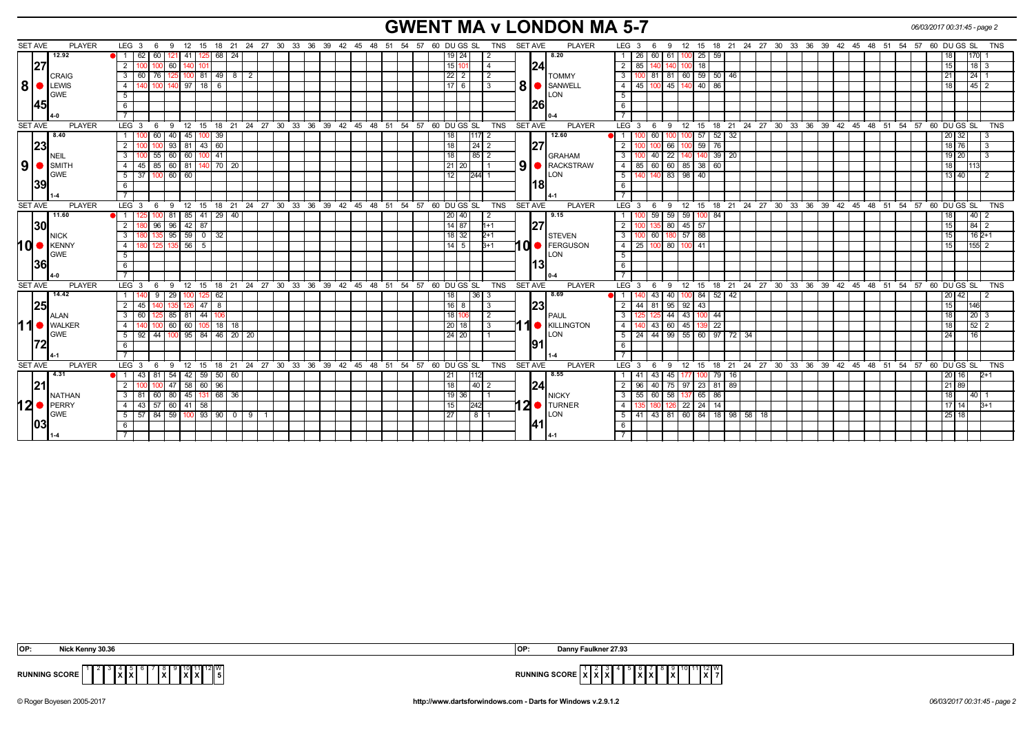# GWENT MA v LONDON MA 5-7

06/03/2017 00:31:45 - page 2

| SET AVE | PLAYER | LEG | 3 | 6 | 9 | 12 | 15 | 18 | 21 | 24 | DU | GS | SL | TNS | SET AVE | PLAYER | LEG | 3 | 6 | 9 | 12 | 15 | 18 | 21 | 24 | DU | GS | SL | TNS |
|---|---|---|---|---|---|---|---|---|---|---|---|---|---|---|---|---|---|---|---|---|---|---|---|---|---|---|---|---|---|
| 12.92 | CRAIG LEWIS GWE | 1 | 62 | 60 | 121 | 41 | 125 | 68 | 24 | | 19 | 24 | | 2 | 8.20 | TOMMY SANWELL LON | 1 | 26 | 60 | 61 | 100 | 25 | 59 | | | | 18 | 170 | 1 |
| 27 | | 2 | 100 | 100 | 60 | 140 | 101 | | | | | 15 | 101 | 4 | 24 | | 2 | 85 | 140 | 140 | 100 | 18 | | | | | 15 | 18 | 3 |
| 8 | | 3 | 60 | 76 | 125 | 100 | 81 | 49 | 8 | 2 | 22 | 2 | | 2 | 8 | | 3 | 100 | 81 | 81 | 60 | 59 | 50 | 46 | | | 21 | 24 | 1 |
| 45 | | 4 | 140 | 100 | 140 | 97 | 18 | 6 | | | 17 | 6 | | 3 | 26 | | 4 | 45 | 100 | 45 | 140 | 40 | 86 | | | | 18 | 45 | 2 |
| | 4-0 | | | | | | | | | | | | | | | 0-4 | | | | | | | | | | | | | |
| 8.40 | NEIL SMITH GWE | 1 | 100 | 60 | 40 | 45 | 100 | 39 | | | | 18 | 117 | 2 | 12.60 | GRAHAM RACKSTRAW LON | 1 | 100 | 60 | 100 | 100 | 57 | 52 | 32 | | 20 | 32 | | 3 |
| 23 | | 2 | 100 | 100 | 93 | 81 | 43 | 60 | | | | 18 | 24 | 2 | 27 | | 2 | 100 | 100 | 66 | 100 | 59 | 76 | | | 18 | 76 | | 3 |
| 9 | | 3 | 100 | 55 | 60 | 60 | 100 | 41 | | | | 18 | 85 | 2 | 9 | | 3 | 100 | 40 | 22 | 140 | 140 | 39 | 20 | | 19 | 20 | | 3 |
| 39 | | 4 | 45 | 85 | 60 | 81 | 140 | 70 | 20 | | 21 | 20 | | 1 | 18 | | 4 | 85 | 60 | 60 | 85 | 38 | 60 | | | | 18 | 113 | |
| | 1-4 | 5 | 37 | 100 | 60 | 60 | | | | | | 12 | 244 | 1 | | 4-1 | 5 | 140 | 140 | 83 | 98 | 40 | | | | 13 | 40 | | 2 |
| 11.60 | NICK KENNY GWE | 1 | 125 | 100 | 81 | 85 | 41 | 29 | 40 | | 20 | 40 | | 2 | 9.15 | STEVEN FERGUSON LON | 1 | 100 | 59 | 59 | 59 | 100 | 84 | | | | 18 | 40 | 2 |
| 30 | | 2 | 180 | 96 | 96 | 42 | 87 | | | | 14 | 87 | | 1+1 | 27 | | 2 | 100 | 135 | 80 | 45 | 57 | | | | | 15 | 84 | 2 |
| 10 | | 3 | 180 | 135 | 95 | 59 | 0 | 32 | | | 18 | 32 | | 2+1 | 10 | | 3 | 100 | 60 | 180 | 57 | 88 | | | | | 15 | 16 | 2+1 |
| 36 | | 4 | 180 | 125 | 135 | 56 | 5 | | | | 14 | 5 | | 3+1 | 13 | | 4 | 25 | 100 | 80 | 100 | 41 | | | | | 15 | 155 | 2 |
| | 4-0 | | | | | | | | | | | | | | | 0-4 | | | | | | | | | | | | | |
| 14.42 | ALAN WALKER GWE | 1 | 140 | 9 | 29 | 100 | 125 | 62 | | | | 18 | 36 | 3 | 8.69 | PAUL KILLINGTON LON | 1 | 140 | 43 | 40 | 100 | 84 | 52 | 42 | | 20 | 42 | | 2 |
| 25 | | 2 | 45 | 140 | 135 | 126 | 47 | 8 | | | 16 | 8 | | 3 | 23 | | 2 | 44 | 81 | 95 | 92 | 43 | | | | | 15 | 146 | |
| 11 | | 3 | 60 | 125 | 85 | 81 | 44 | 106 | | | 18 | 106 | | 2 | 11 | | 3 | 125 | 125 | 44 | 43 | 100 | 44 | | | | 18 | 20 | 3 |
| 72 | | 4 | 140 | 100 | 60 | 60 | 105 | 18 | 18 | | 20 | 18 | | 3 | 91 | | 4 | 140 | 43 | 60 | 45 | 139 | 22 | | | | 18 | 52 | 2 |
| | 4-1 | 5 | 92 | 44 | 100 | 95 | 84 | 46 | 20 | 20 | 24 | 20 | | 1 | | 1-4 | 5 | 24 | 44 | 99 | 55 | 60 | 97 | 72 | 34 | | 24 | 16 | |
| 4.31 | NATHAN PERRY GWE | 1 | 43 | 81 | 54 | 42 | 59 | 50 | 60 | | | 21 | 112 | | 8.55 | NICKY TURNER LON | 1 | 41 | 43 | 45 | 177 | 100 | 79 | 16 | | 20 | 16 | | 2+1 |
| 21 | | 2 | 100 | 100 | 47 | 58 | 60 | 96 | | | | 18 | 40 | 2 | 24 | | 2 | 96 | 40 | 75 | 97 | 23 | 81 | 89 | | 21 | 89 | | |
| 12 | | 3 | 81 | 60 | 80 | 45 | 131 | 68 | 36 | | 19 | 36 | | 1 | 12 | | 3 | 55 | 60 | 58 | 137 | 65 | 86 | | | | 18 | 40 | 1 |
| 03 | | 4 | 43 | 57 | 60 | 41 | 58 | | | | | 15 | 242 | | 41 | | 4 | 135 | 180 | 126 | 22 | 24 | 14 | | | 17 | 14 | | 3+1 |
| | 1-4 | 5 | 57 | 84 | 59 | 100 | 93 | 90 | 0 | 9 1 | | 27 | 8 | 1 | | 4-1 | 5 | 41 | 43 | 81 | 60 | 84 | 18 | 98 | 58 18 | 25 | 18 | | |

OP: Nick Kenny 30.36

OP: Danny Faulkner 27.93

| RUNNING SCORE | 1 | 2 | 3 | 4 | 5 | 6 | 7 | 8 | 9 | 10 | 11 | 12 | W |
|---|---|---|---|---|---|---|---|---|---|---|---|---|---|
| GWE | | | | X | X | | | X | | X | X | | 5 |
| LON | X | X | X | | | X | X | | X | | | X | 7 |

© Roger Boyesen 2005-2017 http://www.dartsforwindows.com - Darts for Windows v.2.9.1.2 06/03/2017 00:31:45 - page 2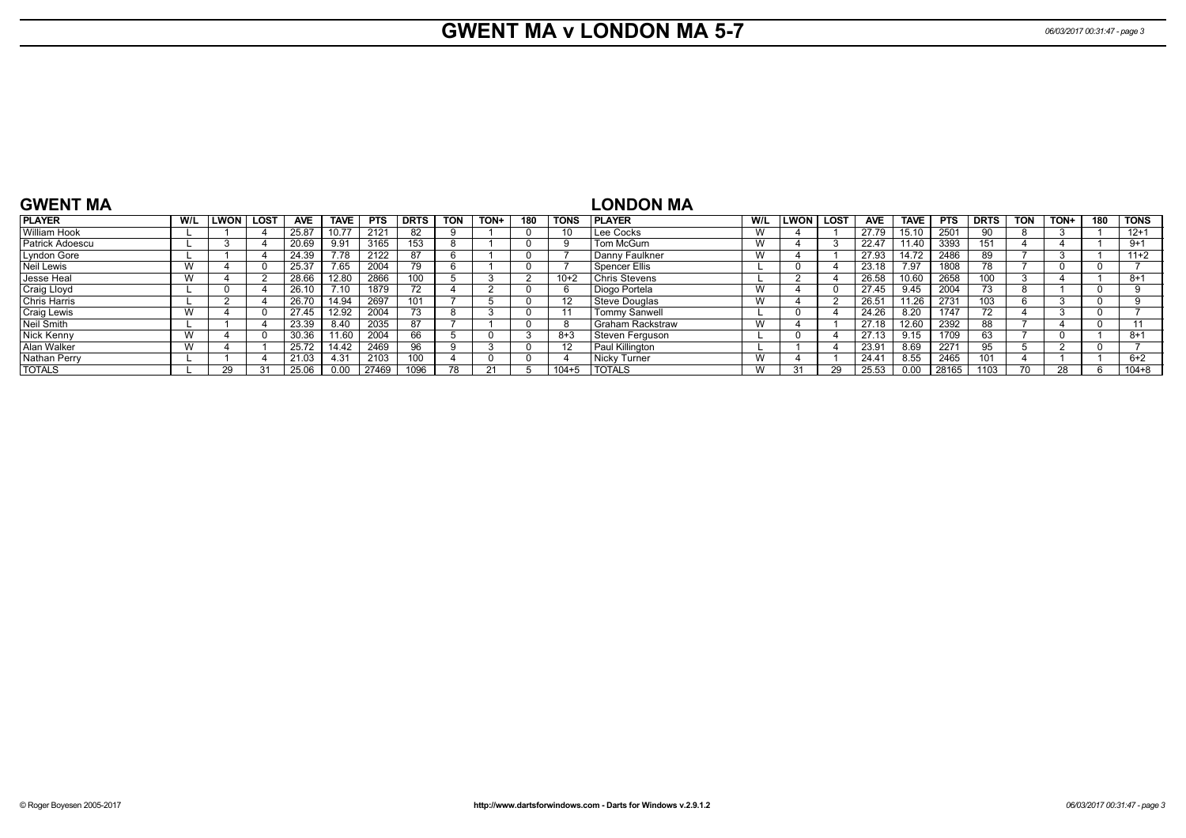# GWENT MA v LONDON MA 5-7

## GWENT MA

| PLAYER | W/L | LWON | LOST | AVE | TAVE | PTS | DRTS | TON | TON+ | 180 | TONS |
|---|---|---|---|---|---|---|---|---|---|---|---|
| William Hook | L | 1 | 4 | 25.87 | 10.77 | 2121 | 82 | 9 | 1 | 0 | 10 |
| Patrick Adoescu | L | 3 | 4 | 20.69 | 9.91 | 3165 | 153 | 8 | 1 | 0 | 9 |
| Lyndon Gore | L | 1 | 4 | 24.39 | 7.78 | 2122 | 87 | 6 | 1 | 0 | 7 |
| Neil Lewis | W | 4 | 0 | 25.37 | 7.65 | 2004 | 79 | 6 | 1 | 0 | 7 |
| Jesse Heal | W | 4 | 2 | 28.66 | 12.80 | 2866 | 100 | 5 | 3 | 2 | 10+2 |
| Craig Lloyd | L | 0 | 4 | 26.10 | 7.10 | 1879 | 72 | 4 | 2 | 0 | 6 |
| Chris Harris | L | 2 | 4 | 26.70 | 14.94 | 2697 | 101 | 7 | 5 | 0 | 12 |
| Craig Lewis | W | 4 | 0 | 27.45 | 12.92 | 2004 | 73 | 8 | 3 | 0 | 11 |
| Neil Smith | L | 1 | 4 | 23.39 | 8.40 | 2035 | 87 | 7 | 1 | 0 | 8 |
| Nick Kenny | W | 4 | 0 | 30.36 | 11.60 | 2004 | 66 | 5 | 0 | 3 | 8+3 |
| Alan Walker | W | 4 | 1 | 25.72 | 14.42 | 2469 | 96 | 9 | 3 | 0 | 12 |
| Nathan Perry | L | 1 | 4 | 21.03 | 4.31 | 2103 | 100 | 4 | 0 | 0 | 4 |
| TOTALS | L | 29 | 31 | 25.06 | 0.00 | 27469 | 1096 | 78 | 21 | 5 | 104+5 |

## LONDON MA

| PLAYER | W/L | LWON | LOST | AVE | TAVE | PTS | DRTS | TON | TON+ | 180 | TONS |
|---|---|---|---|---|---|---|---|---|---|---|---|
| Lee Cocks | W | 4 | 1 | 27.79 | 15.10 | 2501 | 90 | 8 | 3 | 1 | 12+1 |
| Tom McGurn | W | 4 | 3 | 22.47 | 11.40 | 3393 | 151 | 4 | 4 | 1 | 9+1 |
| Danny Faulkner | W | 4 | 1 | 27.93 | 14.72 | 2486 | 89 | 7 | 3 | 1 | 11+2 |
| Spencer Ellis | L | 0 | 4 | 23.18 | 7.97 | 1808 | 78 | 7 | 0 | 0 | 7 |
| Chris Stevens | L | 2 | 4 | 26.58 | 10.60 | 2658 | 100 | 3 | 4 | 1 | 8+1 |
| Diogo Portela | W | 4 | 0 | 27.45 | 9.45 | 2004 | 73 | 8 | 1 | 0 | 9 |
| Steve Douglas | W | 4 | 2 | 26.51 | 11.26 | 2731 | 103 | 6 | 3 | 0 | 9 |
| Tommy Sanwell | L | 0 | 4 | 24.26 | 8.20 | 1747 | 72 | 4 | 3 | 0 | 7 |
| Graham Rackstraw | W | 4 | 1 | 27.18 | 12.60 | 2392 | 88 | 7 | 4 | 0 | 11 |
| Steven Ferguson | L | 0 | 4 | 27.13 | 9.15 | 1709 | 63 | 7 | 0 | 1 | 8+1 |
| Paul Killington | L | 1 | 4 | 23.91 | 8.69 | 2271 | 95 | 5 | 2 | 0 | 7 |
| Nicky Turner | W | 4 | 1 | 24.41 | 8.55 | 2465 | 101 | 4 | 1 | 1 | 6+2 |
| TOTALS | W | 31 | 29 | 25.53 | 0.00 | 28165 | 1103 | 70 | 28 | 6 | 104+8 |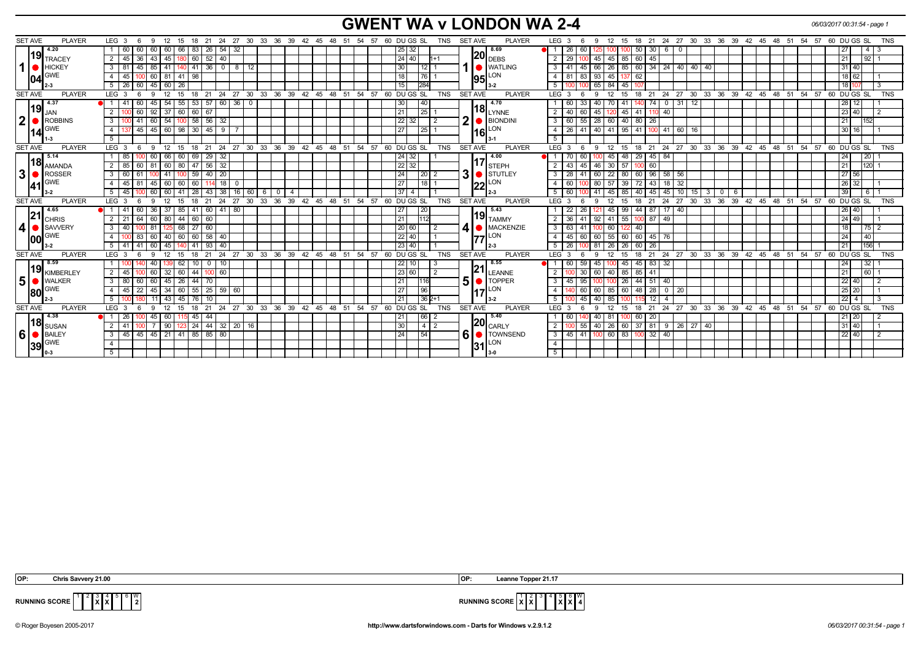# GWENT WA v LONDON WA 2-4

*06/03/2017 00:31:54 - page 1*

| SET AVE | PLAYER | LEG | 3 | 6 | 9 | 12 | 15 | 18 | 21 | 24 | 27 | 30 | 33 | 36 | 39 | 42 | 45 | 48 | 51 | 54 | 57 | 60 | DU | GS | SL | TNS | SET AVE | PLAYER | LEG | 3 | 6 | 9 | 12 | 15 | 18 | 21 | 24 | 27 | 30 | 33 | 36 | 39 | 42 | 45 | 48 | 51 | 54 | 57 | 60 | DU | GS | SL | TNS |
|---|---|---|---|---|---|---|---|---|---|---|---|---|---|---|---|---|---|---|---|---|---|---|---|---|---|---|---|---|---|---|---|---|---|---|---|---|---|---|---|---|---|---|---|---|---|---|---|---|---|---|---|---|
| 4.20 | TRACEY HICKEY GWE 2-3 | 1 | 60 | 60 | 60 | 60 | 66 | 83 | 26 | 54 | 32 | | | | | | | | | | | | 25 | 32 | | | 8.69 | DEBS WATLING LON 3-2 | 1 | 26 | 60 | 125 | 100 | 100 | 50 | 30 | 6 | 0 | | | | | | | | | | | | 27 | | 4 | 3 |
| 19 | | 2 | 45 | 36 | 43 | 45 | 180 | 60 | 52 | 40 | | | | | | | | | | | | | 24 | 40 | | 1+1 | 20 | | 2 | 29 | 100 | 45 | 45 | 85 | 60 | 45 | | | | | | | | | | | | | | 21 | | 92 | 1 |
| 1 | | 3 | 81 | 45 | 85 | 41 | 140 | 41 | 36 | 0 | 8 | 12 | | | | | | | | | | | 30 | | 12 | 1 | 1 | | 3 | 41 | 45 | 66 | 26 | 85 | 60 | 34 | 24 | 40 | 40 | 40 | | | | | | | | | | | 31 | 40 | | |
| 04 | | 4 | 45 | 100 | 60 | 81 | 41 | 98 | | | | | | | | | | | | | | | 18 | | 76 | 1 | 95 | | 4 | 81 | 83 | 93 | 45 | 137 | 62 | | | | | | | | | | | | | | | | 18 | 62 | | 1 |
| | | 5 | 26 | 60 | 45 | 60 | 26 | | | | | | | | | | | | | | | | 15 | | 284 | | | | 5 | 100 | 100 | 65 | 84 | 45 | 107 | | | | | | | | | | | | | | | | 18 | 107 | | 3 |
| 4.37 | JAN ROBBINS GWE 1-3 | 1 | 41 | 60 | 45 | 54 | 55 | 53 | 57 | 60 | 36 | 0 | | | | | | | | | | | 30 | | 40 | | 4.70 | LYNNE BIONDINI LON 3-1 | 1 | 60 | 33 | 40 | 70 | 41 | 140 | 74 | 0 | 31 | 12 | | | | | | | | | | | 28 | 12 | | 1 |
| 19 | | 2 | 100 | 60 | 92 | 37 | 60 | 60 | 67 | | | | | | | | | | | | | | 21 | | 25 | 1 | 18 | | 2 | 40 | 60 | 45 | 120 | 45 | 41 | 110 | 40 | | | | | | | | | | | | | | 23 | 40 | | 2 |
| 2 | | 3 | 100 | 41 | 60 | 54 | 100 | 58 | 56 | 32 | | | | | | | | | | | | | 22 | 32 | | 2 | 2 | | 3 | 60 | 55 | 28 | 60 | 40 | 80 | 26 | | | | | | | | | | | | | | | 21 | | 152 | |
| 14 | | 4 | 137 | 45 | 45 | 60 | 98 | 30 | 45 | 9 | 7 | | | | | | | | | | | | 27 | | 25 | 1 | 16 | | 4 | 26 | 41 | 40 | 41 | 95 | 41 | 100 | 41 | 60 | 16 | | | | | | | | | | | 30 | 16 | | 1 |
| | | 5 | | | | | | | | | | | | | | | | | | | | | | | | | | | 5 | | | | | | | | | | | | | | | | | | | | | | | | | |
| 5.14 | AMANDA ROSSER GWE 3-2 | 1 | 85 | 100 | 60 | 66 | 60 | 69 | 29 | 32 | | | | | | | | | | | | | 24 | 32 | | 1 | 4.00 | STEPH STUTLEY LON 2-3 | 1 | 70 | 60 | 100 | 45 | 48 | 29 | 45 | 84 | | | | | | | | | | | | | | 24 | | 20 | 1 |
| 18 | | 2 | 85 | 60 | 81 | 60 | 80 | 47 | 56 | 32 | | | | | | | | | | | | | 22 | 32 | | | 17 | | 2 | 43 | 45 | 46 | 30 | 57 | 100 | 60 | | | | | | | | | | | | | | | 21 | | 120 | 1 |
| 3 | | 3 | 60 | 61 | 100 | 41 | 100 | 59 | 40 | 20 | | | | | | | | | | | | | 24 | | 20 | 2 | 3 | | 3 | 28 | 41 | 60 | 22 | 80 | 60 | 96 | 58 | 56 | | | | | | | | | | | | | 27 | 56 | | |
| 41 | | 4 | 45 | 81 | 45 | 60 | 60 | 60 | 114 | 18 | 0 | | | | | | | | | | | | 27 | | 18 | 1 | 22 | | 4 | 60 | 100 | 80 | 57 | 39 | 72 | 43 | 18 | 32 | | | | | | | | | | | | | 26 | 32 | | 1 |
| | | 5 | 45 | 100 | 60 | 60 | 41 | 28 | 43 | 38 | 16 | 60 | 6 | 0 | 4 | | | | | | | | 37 | 4 | | 1 | | | 5 | 60 | 100 | 41 | 45 | 85 | 40 | 45 | 45 | 10 | 15 | 3 | 0 | 6 | | | | | | | | | 39 | | 6 | 1 |
| 4.65 | CHRIS SAVVERY GWE 3-2 | 1 | 41 | 60 | 36 | 37 | 85 | 41 | 60 | 41 | 80 | | | | | | | | | | | | 27 | | 20 | | 5.43 | TAMMY MACKENZIE LON 2-3 | 1 | 22 | 26 | 121 | 45 | 99 | 44 | 87 | 17 | 40 | | | | | | | | | | | | | 26 | 40 | | 1 |
| 21 | | 2 | 21 | 64 | 60 | 80 | 44 | 60 | 60 | | | | | | | | | | | | | | 21 | | 112 | | 19 | | 2 | 36 | 41 | 92 | 41 | 55 | 100 | 87 | 49 | | | | | | | | | | | | | | 24 | 49 | | 1 |
| 4 | | 3 | 40 | 100 | 81 | 125 | 68 | 27 | 60 | | | | | | | | | | | | | | 20 | 60 | | 2 | 4 | | 3 | 63 | 41 | 100 | 60 | 122 | 40 | | | | | | | | | | | | | | | | 18 | | 75 | 2 |
| 00 | | 4 | 100 | 83 | 60 | 40 | 60 | 60 | 58 | 40 | | | | | | | | | | | | | 22 | 40 | | 1 | 77 | | 4 | 45 | 60 | 60 | 55 | 60 | 60 | 45 | 76 | | | | | | | | | | | | | | 24 | | 40 | |
| | | 5 | 41 | 41 | 60 | 45 | 140 | 41 | 93 | 40 | | | | | | | | | | | | | 23 | 40 | | 1 | | | 5 | 26 | 100 | 81 | 26 | 26 | 60 | 26 | | | | | | | | | | | | | | | 21 | | 156 | 1 |
| 8.59 | KIMBERLEY WALKER GWE 2-3 | 1 | 100 | 140 | 40 | 139 | 62 | 10 | 0 | 10 | | | | | | | | | | | | | 22 | 10 | | 3 | 8.55 | LEANNE TOPPER LON 3-2 | 1 | 60 | 59 | 45 | 100 | 45 | 45 | 83 | 32 | | | | | | | | | | | | | | 24 | | 32 | 1 |
| 19 | | 2 | 45 | 100 | 60 | 32 | 60 | 44 | 100 | 60 | | | | | | | | | | | | | 23 | 60 | | 2 | 21 | | 2 | 100 | 30 | 60 | 40 | 85 | 85 | 41 | | | | | | | | | | | | | | | 21 | | 60 | 1 |
| 5 | | 3 | 80 | 60 | 60 | 45 | 26 | 44 | 70 | | | | | | | | | | | | | | 21 | | 116 | | 5 | | 3 | 45 | 95 | 100 | 100 | 26 | 44 | 51 | 40 | | | | | | | | | | | | | | 22 | 40 | | 2 |
| 80 | | 4 | 45 | 22 | 45 | 34 | 60 | 55 | 25 | 59 | 60 | | | | | | | | | | | | 27 | | 96 | | 17 | | 4 | 140 | 60 | 60 | 85 | 60 | 48 | 28 | 0 | 20 | | | | | | | | | | | | | 25 | 20 | | 1 |
| | | 5 | 100 | 180 | 11 | 43 | 45 | 76 | 10 | | | | | | | | | | | | | | 21 | | 36 | 2+1 | | | 5 | 100 | 45 | 40 | 85 | 100 | 115 | 12 | 4 | | | | | | | | | | | | | | 22 | 4 | | 3 |
| 4.38 | SUSAN BAILEY GWE 0-3 | 1 | 26 | 100 | 45 | 60 | 115 | 45 | 44 | | | | | | | | | | | | | | 21 | | 66 | 2 | 5.40 | CARLY TOWNSEND LON 3-0 | 1 | 60 | 140 | 40 | 81 | 100 | 60 | 20 | | | | | | | | | | | | | | | 21 | 20 | | 2 |
| 18 | | 2 | 41 | 100 | 7 | 90 | 123 | 24 | 44 | 32 | 20 | 16 | | | | | | | | | | | 30 | | 4 | 2 | 20 | | 2 | 100 | 55 | 40 | 26 | 60 | 37 | 81 | 9 | 26 | 27 | 40 | | | | | | | | | | | 31 | 40 | | 1 |
| 6 | | 3 | 45 | 45 | 45 | 21 | 41 | 85 | 85 | 80 | | | | | | | | | | | | | 24 | | 54 | | 6 | | 3 | 45 | 41 | 100 | 60 | 83 | 100 | 32 | 40 | | | | | | | | | | | | | | 22 | 40 | | 2 |
| 39 | | 4 | | | | | | | | | | | | | | | | | | | | | | | | | 31 | | 4 | | | | | | | | | | | | | | | | | | | | | | | | | |
| | | 5 | | | | | | | | | | | | | | | | | | | | | | | | | | | 5 | | | | | | | | | | | | | | | | | | | | | | | | | |

**OP:** Chris Savvery 21.00

**OP:** Leanne Topper 21.17

**RUNNING SCORE** (GWE)

| 1 | 2 | 3 | 4 | 5 | 6 | W |
|---|---|---|---|---|---|---|
| | | X | X | | | 2 |

**RUNNING SCORE** (LON)

| 1 | 2 | 3 | 4 | 5 | 6 | W |
|---|---|---|---|---|---|---|
| X | X | | | X | X | 4 |

© Roger Boyesen 2005-2017 — http://www.dartsforwindows.com - Darts for Windows v.2.9.1.2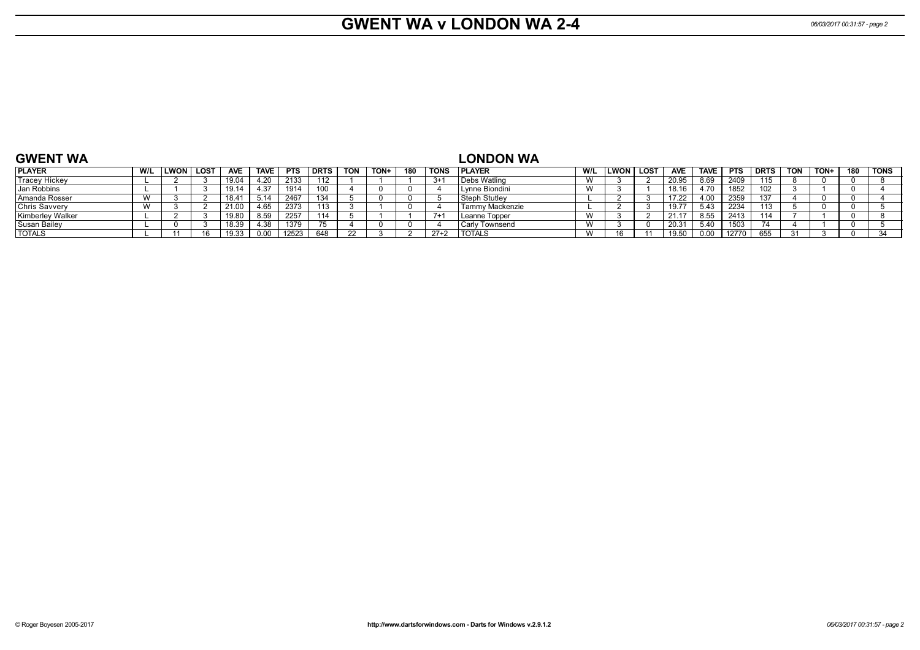# GWENT WA v LONDON WA 2-4

## GWENT WA

| PLAYER | W/L | LWON | LOST | AVE | TAVE | PTS | DRTS | TON | TON+ | 180 | TONS |
|---|---|---|---|---|---|---|---|---|---|---|---|
| Tracey Hickey | L | 2 | 3 | 19.04 | 4.20 | 2133 | 112 | 1 | 1 | 1 | 3+1 |
| Jan Robbins | L | 1 | 3 | 19.14 | 4.37 | 1914 | 100 | 4 | 0 | 0 | 4 |
| Amanda Rosser | W | 3 | 2 | 18.41 | 5.14 | 2467 | 134 | 5 | 0 | 0 | 5 |
| Chris Savvery | W | 3 | 2 | 21.00 | 4.65 | 2373 | 113 | 3 | 1 | 0 | 4 |
| Kimberley Walker | L | 2 | 3 | 19.80 | 8.59 | 2257 | 114 | 5 | 1 | 1 | 7+1 |
| Susan Bailey | L | 0 | 3 | 18.39 | 4.38 | 1379 | 75 | 4 | 0 | 0 | 4 |
| TOTALS | L | 11 | 16 | 19.33 | 0.00 | 12523 | 648 | 22 | 3 | 2 | 27+2 |

## LONDON WA

| PLAYER | W/L | LWON | LOST | AVE | TAVE | PTS | DRTS | TON | TON+ | 180 | TONS |
|---|---|---|---|---|---|---|---|---|---|---|---|
| Debs Watling | W | 3 | 2 | 20.95 | 8.69 | 2409 | 115 | 8 | 0 | 0 | 8 |
| Lynne Biondini | W | 3 | 1 | 18.16 | 4.70 | 1852 | 102 | 3 | 1 | 0 | 4 |
| Steph Stutley | L | 2 | 3 | 17.22 | 4.00 | 2359 | 137 | 4 | 0 | 0 | 4 |
| Tammy Mackenzie | L | 2 | 3 | 19.77 | 5.43 | 2234 | 113 | 5 | 0 | 0 | 5 |
| Leanne Topper | W | 3 | 2 | 21.17 | 8.55 | 2413 | 114 | 7 | 1 | 0 | 8 |
| Carly Townsend | W | 3 | 0 | 20.31 | 5.40 | 1503 | 74 | 4 | 1 | 0 | 5 |
| TOTALS | W | 16 | 11 | 19.50 | 0.00 | 12770 | 655 | 31 | 3 | 0 | 34 |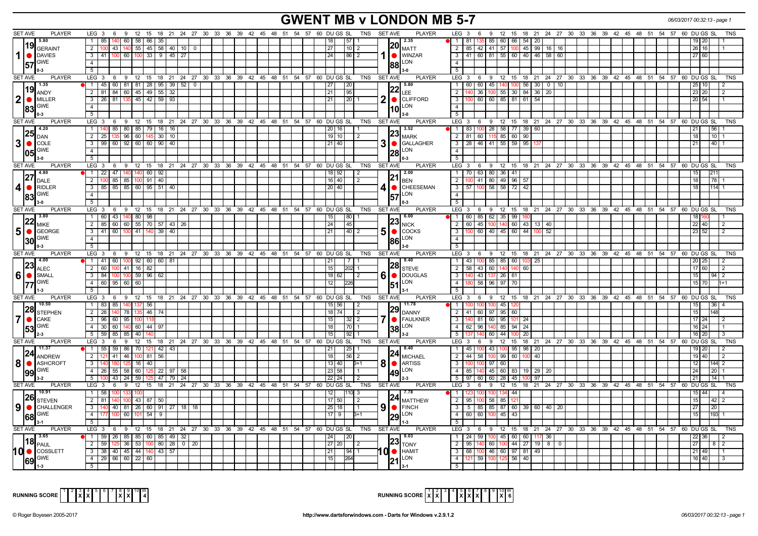# GWENT MB v LONDON MB 5-7

06/03/2017 00:32:13 - page 1

| SET AVE | PLAYER | LEG | Scores | DU | GS | SL | TNS | SET AVE | PLAYER | LEG | Scores | DU | GS | SL | TNS |
|---|---|---|---|---|---|---|---|---|---|---|---|---|---|---|---|
| 5.80 / 19.57 | 1 GERAINT DAVIES GWE 0-3 | 1 | 85 140 60 58 66 35 | 18 | | 57 | 1 | 2.35 / 20.88 | 1 MATT WINZAR LON 3-0 | 1 | 81 135 85 60 66 54 20 | 19 | 20 | | 1 |
| | | 2 | 100 43 140 55 45 58 40 10 0 | 27 | | 10 | 2 | | | 2 | 85 42 41 57 100 45 99 16 16 | 26 | 16 | | 1 |
| | | 3 | 41 100 60 100 33 9 45 27 | 24 | | 86 | 2 | | | 3 | 41 60 81 55 60 40 46 58 60 | 27 | 60 | | |
| 1.35 / 19.83 | 2 ANDY MILLER GWE 0-3 | 1 | 45 60 81 81 28 95 39 52 0 | 27 | | 20 | | 5.80 / 22.10 | 2 LEE CLIFFORD LON 3-0 | 1 | 60 60 45 140 100 56 30 0 10 | 25 | 10 | | 2 |
| | | 2 | 81 84 60 45 49 55 32 | 21 | | 95 | | | | 2 | 140 36 100 55 30 84 36 20 | 23 | 20 | | 2 |
| | | 3 | 26 81 135 45 42 59 93 | 21 | | 20 | 1 | | | 3 | 100 60 60 85 81 61 54 | 20 | 54 | | 1 |
| 4.20 / 25.05 | 3 DAN COLE GWE 3-0 | 1 | 140 85 80 85 79 16 16 | 20 | 16 | | 1 | 3.52 / 23.28 | 3 MARK GALLAGHER LON 0-3 | 1 | 83 100 28 58 77 39 60 | 21 | | 56 | 1 |
| | | 2 | 25 135 96 60 145 30 10 | 19 | 10 | | 2 | | | 2 | 81 60 115 85 60 90 | 18 | | 10 | 1 |
| | | 3 | 99 60 92 60 60 90 40 | 21 | 40 | | | | | 3 | 28 46 41 55 59 95 137 | 21 | | 40 | 1 |
| 4.80 / 27.83 | 4 DALE RIDLER GWE 3-0 | 1 | 22 47 140 140 60 92 | 18 | 92 | | 2 | 2.00 / 21.57 | 4 BEN CHEESEMAN LON 0-3 | 1 | 70 63 80 36 41 | 15 | | 211 | |
| | | 2 | 100 85 85 100 91 40 | 16 | 40 | | 2 | | | 2 | 100 41 80 49 96 57 | 18 | | 78 | 1 |
| | | 3 | 85 85 85 60 95 51 40 | 20 | 40 | | | | | 3 | 57 100 58 58 72 42 | 18 | | 114 | 1 |
| 3.80 / 22.30 | 5 MIKE GEORGE GWE 0-3 | 1 | 60 43 140 80 98 | 15 | | 80 | 1 | 6.00 / 23.86 | 5 NICK COCKS LON 3-0 | 1 | 60 85 62 35 99 160 | 18 | 160 | | 1 |
| | | 2 | 85 60 60 55 70 57 43 26 | 24 | | 45 | | | | 2 | 60 45 100 140 60 43 13 40 | 22 | 40 | | 2 |
| | | 3 | 41 60 100 41 140 39 40 | 21 | | 40 | 2 | | | 3 | 100 60 40 45 60 44 100 52 | 23 | 52 | | 2 |
| 4.00 / 23.77 | 6 ALEC SMALL GWE 1-3 | 1 | 41 60 100 92 60 60 81 | 21 | | 7 | 1 | 9.40 / 28.51 | 6 STEVE DOUGLAS LON 3-1 | 1 | 43 100 85 85 60 103 25 | 20 | 25 | | 2 |
| | | 2 | 60 100 41 16 82 | 15 | | 202 | 1 | | | 2 | 58 43 60 140 140 60 | 17 | 60 | | 2 |
| | | 3 | 84 100 100 59 96 62 | 18 | 62 | | 2 | | | 3 | 140 43 137 26 61 | 15 | | 94 | 2 |
| | | 4 | 60 95 60 60 | 12 | | 226 | | | | 4 | 180 58 96 97 70 | 15 | 70 | | 1+1 |
| 10.50 / 28.53 | 7 STEPHEN CAKE GWE 2-3 | 1 | 83 85 140 137 56 | 15 | 56 | | 2 | 11.78 / 29.38 | 7 DANNY FAULKNER LON 3-2 | 1 | 100 100 100 45 120 | 15 | | 36 | 4 |
| | | 2 | 28 140 78 135 46 74 | 18 | 74 | | 2 | | | 2 | 41 60 97 95 60 | 15 | | 148 | |
| | | 3 | 96 60 95 100 118 | 15 | | 32 | 2 | | | 3 | 140 81 60 95 101 24 | 17 | 24 | | 2 |
| | | 4 | 30 60 140 60 44 97 | 18 | | 70 | 1 | | | 4 | 62 96 140 85 94 24 | 16 | 24 | | 1 |
| | | 5 | 59 85 85 40 140 | 15 | | 92 | 1 | | | 5 | 137 140 60 44 100 20 | 16 | 20 | | 3 |
| 11.37 / 24.99 | 8 ANDREW ASHCROFT GWE 3-2 | 1 | 55 59 86 70 121 42 43 | 21 | | 25 | 1 | 8.40 / 24.49 | 8 MICHAEL ARTISS LON 2-3 | 1 | 45 100 43 100 95 98 20 | 19 | 20 | | 2 |
| | | 2 | 121 41 46 100 81 56 | 18 | | 56 | 2 | | | 2 | 44 58 100 99 60 100 40 | 19 | 40 | | 2 |
| | | 3 | 140 180 125 16 40 | 13 | 40 | | 3+1 | | | 3 | 100 100 97 60 | 12 | | 144 | 2 |
| | | 4 | 26 55 58 60 125 22 97 58 | 23 | 58 | | 1 | | | 4 | 85 140 45 60 83 19 29 20 | 24 | | 20 | 1 |
| | | 5 | 100 43 24 59 125 47 79 24 | 22 | 24 | | 2 | | | 5 | 97 60 60 28 45 100 97 | 21 | | 14 | 1 |
| 10.91 / 26.68 | 9 STEVEN CHALLENGER GWE 3-1 | 1 | 58 100 133 100 | 12 | | 110 | 3 | 7.78 / 24.29 | 9 MATTHEW FINCH LON 1-3 | 1 | 123 100 100 134 44 | 15 | 44 | | 4 |
| | | 2 | 81 140 100 43 87 50 | 17 | 50 | | 2 | | | 2 | 95 100 58 85 121 | 15 | | 42 | 2 |
| | | 3 | 140 40 81 26 60 91 27 18 18 | 25 | 18 | | 1 | | | 3 | 5 85 85 87 60 39 60 40 20 | 27 | | 20 | |
| | | 4 | 177 100 60 101 54 9 | 17 | 9 | | 3+1 | | | 4 | 60 60 100 45 43 | 15 | | 193 | 1 |
| 3.65 / 18.69 | 10 PAUL COSSLETT GWE 1-3 | 1 | 59 26 85 85 60 85 49 32 | 24 | | 20 | | 9.03 / 23.21 | 10 TONY HAMIT LON 3-1 | 1 | 24 59 100 45 60 60 117 36 | 22 | 36 | | 2 |
| | | 2 | 59 125 36 53 100 80 28 0 20 | 27 | 20 | | 2 | | | 2 | 95 140 60 100 44 27 19 8 0 | 27 | | 8 | 2 |
| | | 3 | 38 40 45 44 140 43 57 | 21 | | 94 | 1 | | | 3 | 68 100 46 60 97 81 49 | 21 | 49 | | 1 |
| | | 4 | 29 66 60 22 60 | 15 | | 264 | | | | 4 | 121 59 100 125 56 40 | 16 | 40 | | 3 |

RUNNING SCORE (GWENT): 1 2 3 4 5 6 7 8 9 10 W — X X at 3, 4; X X at 8, 9 — 4

RUNNING SCORE (LONDON): 1 2 3 4 5 6 7 8 9 10 W — X X at 1, 2; X X X at 5, 6, 7; X at 10 — 6

© Roger Boyesen 2005-2017 http://www.dartsforwindows.com - Darts for Windows v.2.9.1.2 06/03/2017 00:32:13 - page 1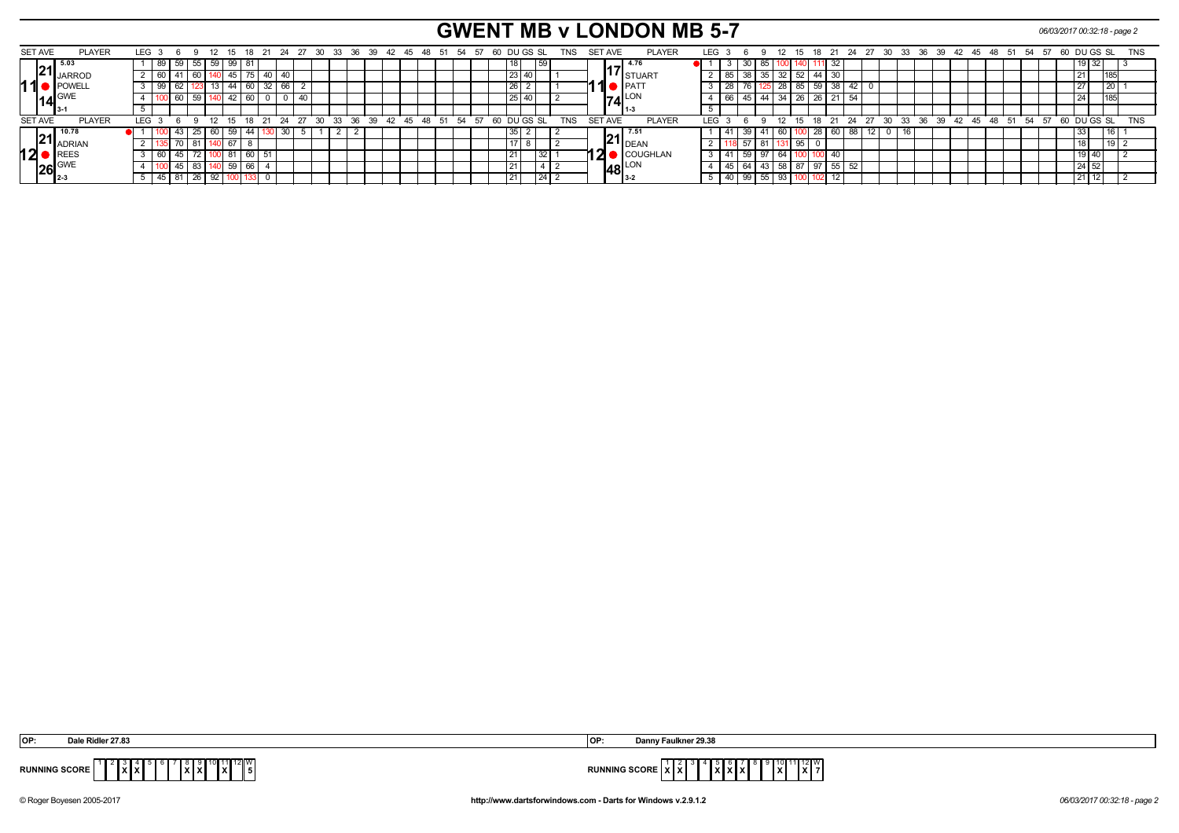# GWENT MB v LONDON MB 5-7

06/03/2017 00:32:18 - page 2

| SET AVE | PLAYER | LEG | 3 | 6 | 9 | 12 | 15 | 18 | 21 | 24 | 27 | 30 | 33 | 36 | 39 | DU | GS | SL | TNS | SET AVE | PLAYER | LEG | 3 | 6 | 9 | 12 | 15 | 18 | 21 | 24 | 27 | 30 | 33 | DU | GS | SL | TNS |
|---|---|---|---|---|---|---|---|---|---|---|---|---|---|---|---|---|---|---|---|---|---|---|---|---|---|---|---|---|---|---|---|---|---|---|---|---|---|
| 5.03 | JARROD POWELL GWE 3-1 | 1 | 89 | 59 | 55 | 59 | 99 | 81 | | | | | | | | | 18 | 59 | | 4.76 | STUART PATT LON 1-3 | 1 | 3 | 30 | 85 | 100 | 140 | 111 | 32 | | | | | | 19 | 32 | | 3 |
| 11 21 14 | | 2 | 60 | 41 | 60 | 140 | 45 | 75 | 40 | 40 | | | | | | | 23 | 40 | | 1 | 11 17 74 | | 2 | 85 | 38 | 35 | 32 | 52 | 44 | 30 | | | | | | 21 | | 185 | |
| | | 3 | 99 | 62 | 123 | 13 | 44 | 60 | 32 | 66 | 2 | | | | | | 26 | 2 | | 1 | | | 3 | 28 | 76 | 125 | 28 | 85 | 59 | 38 | 42 | 0 | | | | 27 | | 20 | 1 |
| | | 4 | 100 | 60 | 59 | 140 | 42 | 60 | 0 | 0 | 40 | | | | | | 25 | 40 | | 2 | | | 4 | 66 | 45 | 44 | 34 | 26 | 26 | 21 | 54 | | | | | 24 | | 185 | |
| | | 5 | | | | | | | | | | | | | | | | | | | | | 5 | | | | | | | | | | | | | | | | |
| 10.78 | ADRIAN REES GWE 2-3 | 1 | 100 | 43 | 25 | 60 | 59 | 44 | 130 | 30 | 5 | 1 | 2 | 2 | | | 35 | 2 | | 2 | 7.51 | DEAN COUGHLAN LON 3-2 | 1 | 41 | 39 | 41 | 60 | 100 | 28 | 60 | 88 | 12 | 0 | 16 | | 33 | | 16 | 1 |
| 12 21 26 | | 2 | 135 | 70 | 81 | 140 | 67 | 8 | | | | | | | | | 17 | 8 | | 2 | 12 21 48 | | 2 | 118 | 57 | 81 | 131 | 95 | 0 | | | | | | | 18 | | 19 | 2 |
| | | 3 | 60 | 45 | 72 | 100 | 81 | 60 | 51 | | | | | | | | 21 | | 32 | 1 | | | 3 | 41 | 59 | 97 | 64 | 100 | 100 | 40 | | | | | | 19 | 40 | | 2 |
| | | 4 | 100 | 45 | 83 | 140 | 59 | 66 | 4 | | | | | | | | 21 | | 4 | 2 | | | 4 | 45 | 64 | 43 | 58 | 87 | 97 | 55 | 52 | | | | | 24 | 52 | | |
| | | 5 | 45 | 81 | 26 | 92 | 100 | 133 | 0 | | | | | | | | 21 | | 24 | 2 | | | 5 | 40 | 99 | 55 | 93 | 100 | 102 | 12 | | | | | | 21 | 12 | | 2 |

OP: Dale Ridler 27.83 | OP: Danny Faulkner 29.38

| RUNNING SCORE | 1 | 2 | 3 | 4 | 5 | 6 | 7 | 8 | 9 | 10 | 11 | 12 | W |
|---|---|---|---|---|---|---|---|---|---|---|---|---|---|
| GWE | | | X | X | | | | X | X | | X | | 5 |
| LON | X | X | | | X | X | X | | | X | | X | 7 |

© Roger Boyesen 2005-2017 — http://www.dartsforwindows.com - Darts for Windows v.2.9.1.2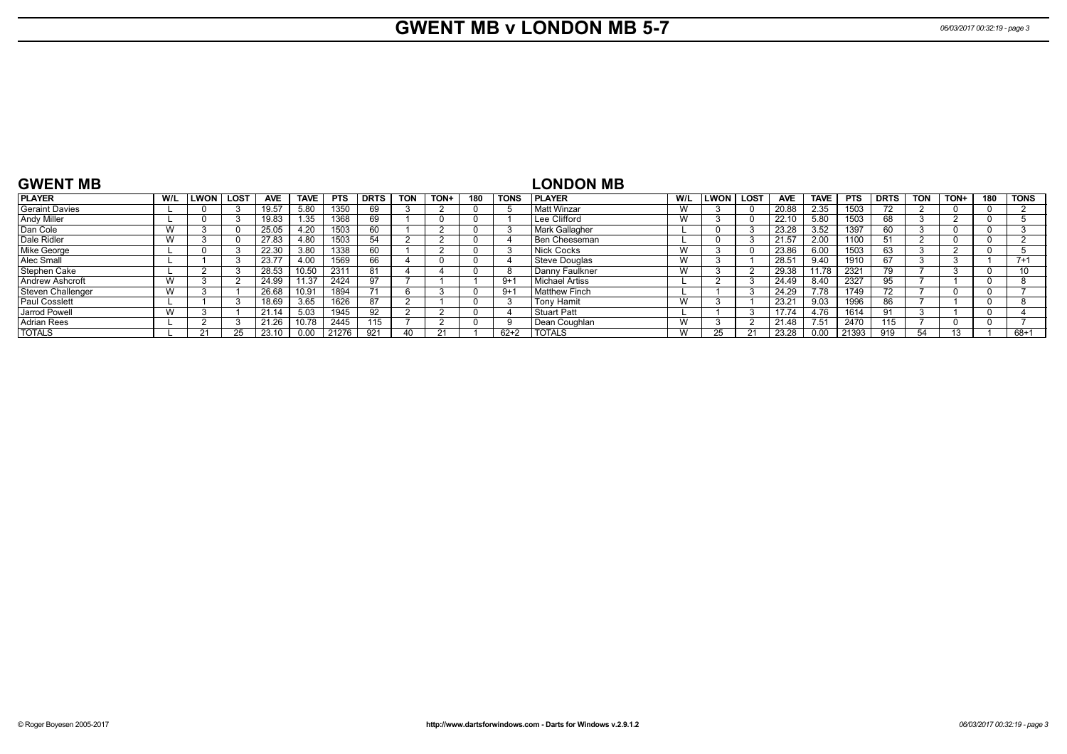# GWENT MB v LONDON MB 5-7

## GWENT MB

| PLAYER | W/L | LWON | LOST | AVE | TAVE | PTS | DRTS | TON | TON+ | 180 | TONS |
|---|---|---|---|---|---|---|---|---|---|---|---|
| Geraint Davies | L | 0 | 3 | 19.57 | 5.80 | 1350 | 69 | 3 | 2 | 0 | 5 |
| Andy Miller | L | 0 | 3 | 19.83 | 1.35 | 1368 | 69 | 1 | 0 | 0 | 1 |
| Dan Cole | W | 3 | 0 | 25.05 | 4.20 | 1503 | 60 | 1 | 2 | 0 | 3 |
| Dale Ridler | W | 3 | 0 | 27.83 | 4.80 | 1503 | 54 | 2 | 2 | 0 | 4 |
| Mike George | L | 0 | 3 | 22.30 | 3.80 | 1338 | 60 | 1 | 2 | 0 | 3 |
| Alec Small | L | 1 | 3 | 23.77 | 4.00 | 1569 | 66 | 4 | 0 | 0 | 4 |
| Stephen Cake | L | 2 | 3 | 28.53 | 10.50 | 2311 | 81 | 4 | 4 | 0 | 8 |
| Andrew Ashcroft | W | 3 | 2 | 24.99 | 11.37 | 2424 | 97 | 7 | 1 | 1 | 9+1 |
| Steven Challenger | W | 3 | 1 | 26.68 | 10.91 | 1894 | 71 | 6 | 3 | 0 | 9+1 |
| Paul Cosslett | L | 1 | 3 | 18.69 | 3.65 | 1626 | 87 | 2 | 1 | 0 | 3 |
| Jarrod Powell | W | 3 | 1 | 21.14 | 5.03 | 1945 | 92 | 2 | 2 | 0 | 4 |
| Adrian Rees | L | 2 | 3 | 21.26 | 10.78 | 2445 | 115 | 7 | 2 | 0 | 9 |
| TOTALS | L | 21 | 25 | 23.10 | 0.00 | 21276 | 921 | 40 | 21 | 1 | 62+2 |

## LONDON MB

| PLAYER | W/L | LWON | LOST | AVE | TAVE | PTS | DRTS | TON | TON+ | 180 | TONS |
|---|---|---|---|---|---|---|---|---|---|---|---|
| Matt Winzar | W | 3 | 0 | 20.88 | 2.35 | 1503 | 72 | 2 | 0 | 0 | 2 |
| Lee Clifford | W | 3 | 0 | 22.10 | 5.80 | 1503 | 68 | 3 | 2 | 0 | 5 |
| Mark Gallagher | L | 0 | 3 | 23.28 | 3.52 | 1397 | 60 | 3 | 0 | 0 | 3 |
| Ben Cheeseman | L | 0 | 3 | 21.57 | 2.00 | 1100 | 51 | 2 | 0 | 0 | 2 |
| Nick Cocks | W | 3 | 0 | 23.86 | 6.00 | 1503 | 63 | 3 | 2 | 0 | 5 |
| Steve Douglas | W | 3 | 1 | 28.51 | 9.40 | 1910 | 67 | 3 | 3 | 1 | 7+1 |
| Danny Faulkner | W | 3 | 2 | 29.38 | 11.78 | 2321 | 79 | 7 | 3 | 0 | 10 |
| Michael Artiss | L | 2 | 3 | 24.49 | 8.40 | 2327 | 95 | 7 | 1 | 0 | 8 |
| Matthew Finch | L | 1 | 3 | 24.29 | 7.78 | 1749 | 72 | 7 | 0 | 0 | 7 |
| Tony Hamit | W | 3 | 1 | 23.21 | 9.03 | 1996 | 86 | 7 | 1 | 0 | 8 |
| Stuart Patt | L | 1 | 3 | 17.74 | 4.76 | 1614 | 91 | 3 | 1 | 0 | 4 |
| Dean Coughlan | W | 3 | 2 | 21.48 | 7.51 | 2470 | 115 | 7 | 0 | 0 | 7 |
| TOTALS | W | 25 | 21 | 23.28 | 0.00 | 21393 | 919 | 54 | 13 | 1 | 68+1 |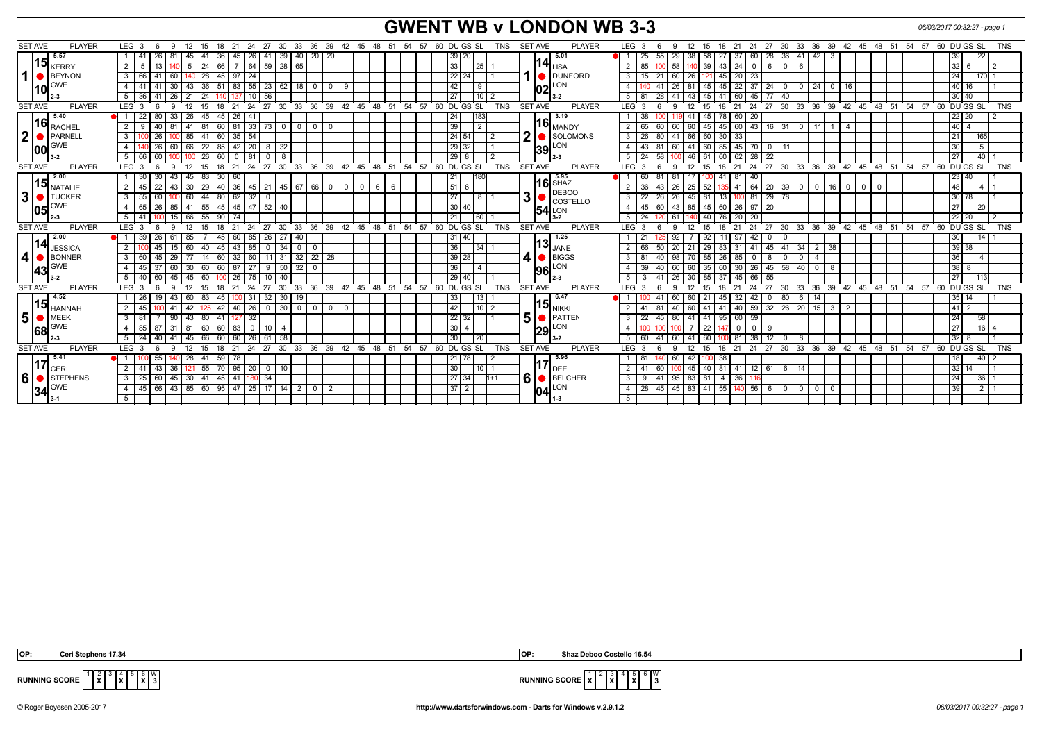# GWENT WB v LONDON WB 3-3

06/03/2017 00:32:27 - page 1

| SET AVE | PLAYER | LEG | Scores | DU | GS | SL | TNS | SET AVE | PLAYER | LEG | Scores | DU | GS | SL | TNS |
|---|---|---|---|---|---|---|---|---|---|---|---|---|---|---|---|
| 5.57 | 1 KERRY BEYNON GWE (10) 2-3 | 1 | 41 26 81 45 41 36 45 26 41 39 40 20 20 | 39 | 20 | | | 5.01 | 1 LISA DUNFORD LON (02) 3-2 | 1 | 25 55 29 38 58 27 37 60 28 36 41 42 3 | 39 | | 22 | |
| | | 2 | 5 13 140 5 24 66 7 64 59 28 65 | 33 | | 25 | 1 | | | 2 | 85 100 58 140 39 43 24 0 6 0 6 | 32 | 6 | | 2 |
| | | 3 | 66 41 60 140 28 45 97 24 | 22 | 24 | | 1 | | | 3 | 15 21 60 26 121 45 20 23 | 24 | | 170 | 1 |
| | | 4 | 41 41 30 43 36 51 83 55 23 62 18 0 0 9 | 42 | | 9 | | | | 4 | 140 41 26 81 45 45 22 37 24 0 0 24 0 16 | 40 | 16 | | 1 |
| | | 5 | 36 41 26 21 24 140 137 10 56 | 27 | | 10 | 2 | | | 5 | 81 28 41 43 45 41 60 45 77 40 | 30 | 40 | | |
| 5.40 | 2 RACHEL PARNELL GWE (00) 3-2 | 1 | 22 80 33 26 45 45 26 41 | 24 | | 183 | | 3.19 | 2 MANDY SOLOMONS LON (39) 2-3 | 1 | 38 100 119 41 45 78 60 20 | 22 | 20 | | 2 |
| | | 2 | 9 40 81 41 81 60 81 33 73 0 0 0 0 | 39 | | 2 | | | | 2 | 65 60 60 60 45 45 60 43 16 31 0 11 1 4 | 40 | 4 | | |
| | | 3 | 100 26 100 85 41 60 35 54 | 24 | 54 | | 2 | | | 3 | 26 80 41 66 60 30 33 | 21 | | 165 | |
| | | 4 | 140 26 60 66 22 85 42 20 8 32 | 29 | 32 | | 1 | | | 4 | 43 81 60 41 60 85 45 70 0 11 | 30 | | 5 | |
| | | 5 | 66 60 100 100 26 60 0 81 0 8 | 29 | 8 | | 2 | | | 5 | 24 58 100 46 61 60 62 28 22 | 27 | | 40 | 1 |
| 2.00 | 3 NATALIE TUCKER GWE (05) 2-3 | 1 | 30 30 43 45 83 30 60 | 21 | | 180 | | 5.95 | 3 SHAZ DEBOO COSTELLO LON (54) 3-2 | 1 | 60 81 81 17 100 41 81 40 | 23 | 40 | | 1 |
| | | 2 | 45 22 43 30 29 40 36 45 21 45 67 66 0 0 0 6 6 | 51 | 6 | | | | | 2 | 36 43 26 25 52 135 41 64 20 39 0 0 16 0 0 0 | 48 | | 4 | 1 |
| | | 3 | 55 60 100 60 44 80 62 32 0 | 27 | | 8 | 1 | | | 3 | 22 26 26 45 81 13 100 81 29 78 | 30 | 78 | | 1 |
| | | 4 | 65 26 85 41 55 45 45 47 52 40 | 30 | 40 | | | | | 4 | 45 60 43 85 45 60 26 97 20 | 27 | | 20 | |
| | | 5 | 41 100 15 66 55 90 74 | 21 | | 60 | 1 | | | 5 | 24 120 61 140 40 76 20 20 | 22 | 20 | | 2 |
| 2.00 | 4 JESSICA BONNER GWE (43) 3-2 | 1 | 39 26 61 85 7 45 60 85 26 27 40 | 31 | 40 | | | 1.25 | 4 JANE BIGGS LON (96) 2-3 | 1 | 21 125 92 7 92 11 97 42 0 0 | 30 | | 14 | 1 |
| | | 2 | 100 45 15 60 40 45 43 85 0 34 0 0 | 36 | | 34 | 1 | | | 2 | 66 50 20 21 29 83 31 41 45 41 34 2 38 | 39 | 38 | | |
| | | 3 | 60 45 29 77 14 60 32 60 11 31 32 22 28 | 39 | 28 | | | | | 3 | 81 40 98 70 85 26 85 0 8 0 0 4 | 36 | | 4 | |
| | | 4 | 45 37 60 30 60 60 87 27 9 50 32 0 | 36 | | 4 | | | | 4 | 39 40 60 60 35 60 30 26 45 58 40 0 8 | 38 | 8 | | |
| | | 5 | 40 60 45 45 60 100 26 75 10 40 | 29 | 40 | | | | | 5 | 3 41 26 30 85 37 45 66 55 | 27 | | 113 | |
| 4.52 | 5 HANNAH MEEK GWE (68) 2-3 | 1 | 26 19 43 60 83 45 100 31 32 30 19 | 33 | | 13 | 1 | 6.47 | 5 NIKKI PATTEN LON (29) 3-2 | 1 | 100 41 60 60 21 45 32 42 0 80 6 14 | 35 | 14 | | 1 |
| | | 2 | 45 100 41 42 125 42 40 26 0 30 0 0 0 0 | 42 | | 10 | 2 | | | 2 | 41 81 40 60 41 41 40 59 32 26 20 15 3 2 | 41 | 2 | | |
| | | 3 | 81 7 90 43 80 41 127 32 | 22 | 32 | | 1 | | | 3 | 22 45 80 41 41 95 60 59 | 24 | | 58 | |
| | | 4 | 85 87 31 81 60 60 83 0 10 4 | 30 | 4 | | | | | 4 | 100 100 100 7 22 147 0 0 9 | 27 | | 16 | 4 |
| | | 5 | 24 40 41 45 66 60 60 26 61 58 | 30 | | 20 | | | | 5 | 60 41 60 41 60 100 81 38 12 0 8 | 32 | 8 | | 1 |
| 5.41 | 6 CERI STEPHENS GWE (34) 3-1 | 1 | 100 55 140 28 41 59 78 | 21 | 78 | | 2 | 5.96 | 6 DEE BELCHER LON (04) 1-3 | 1 | 81 140 60 42 100 38 | 18 | | 40 | 2 |
| | | 2 | 41 43 36 121 55 70 95 20 0 10 | 30 | | 10 | 1 | | | 2 | 41 60 100 45 40 81 41 12 61 6 14 | 32 | 14 | | 1 |
| | | 3 | 25 60 45 30 41 45 41 180 34 | 27 | 34 | | 1+1 | | | 3 | 9 41 95 83 81 4 36 116 | 24 | | 36 | 1 |
| | | 4 | 45 66 43 85 60 95 47 25 17 14 2 0 2 | 37 | 2 | | | | | 4 | 28 45 45 83 41 55 140 56 6 0 0 0 0 | 39 | | 2 | 1 |
| | | 5 | | | | | | | | 5 | | | | | |

OP: Ceri Stephens 17.34

OP: Shaz Deboo Costello 16.54

RUNNING SCORE (GWE): 1 X, 2 -, 3 X, 4 X, 5 -, 6 X, W 3

RUNNING SCORE (LON): 1 X, 2 -, 3 X, 4 -, 5 X, 6 -, W 3

© Roger Boyesen 2005-2017 http://www.dartsforwindows.com - Darts for Windows v.2.9.1.2 06/03/2017 00:32:27 - page 1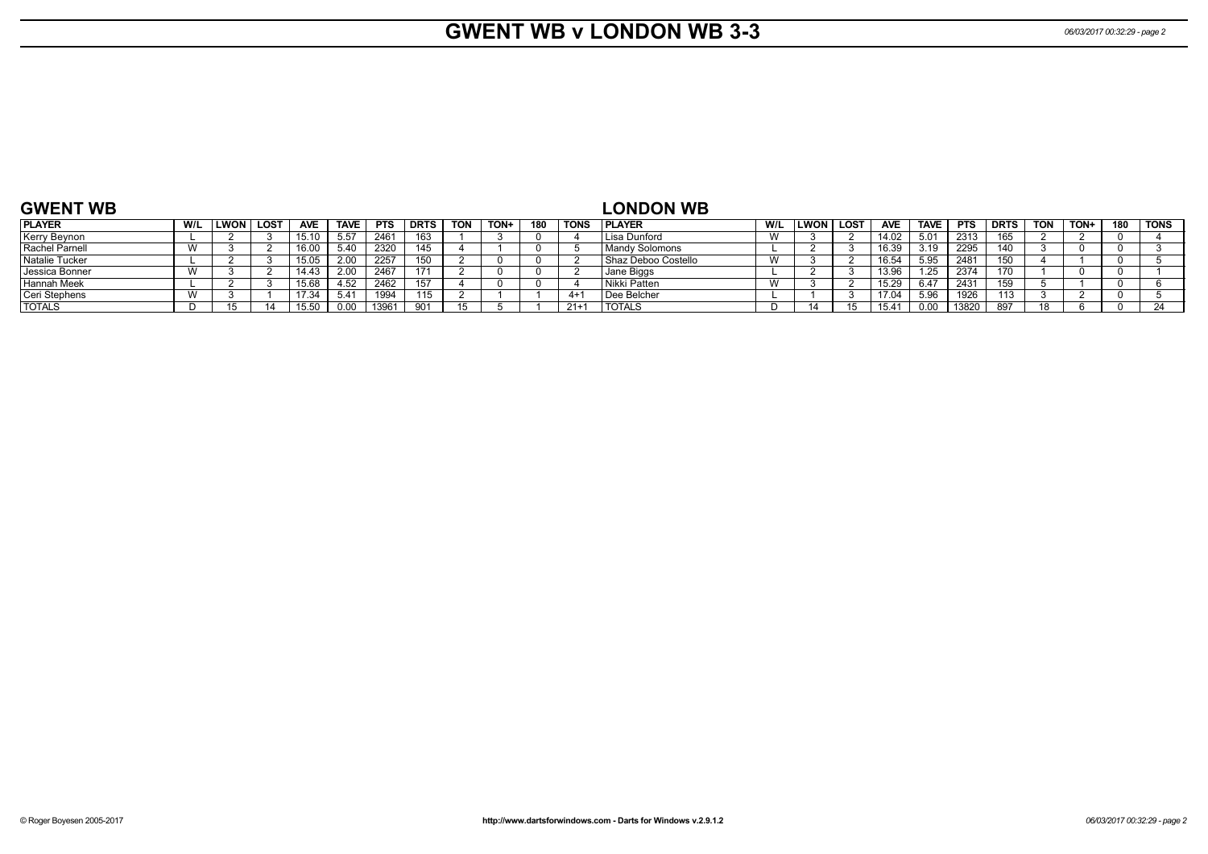# GWENT WB v LONDON WB 3-3

## GWENT WB

| PLAYER | W/L | LWON | LOST | AVE | TAVE | PTS | DRTS | TON | TON+ | 180 | TONS |
|---|---|---|---|---|---|---|---|---|---|---|---|
| Kerry Beynon | L | 2 | 3 | 15.10 | 5.57 | 2461 | 163 | 1 | 3 | 0 | 4 |
| Rachel Parnell | W | 3 | 2 | 16.00 | 5.40 | 2320 | 145 | 4 | 1 | 0 | 5 |
| Natalie Tucker | L | 2 | 3 | 15.05 | 2.00 | 2257 | 150 | 2 | 0 | 0 | 2 |
| Jessica Bonner | W | 3 | 2 | 14.43 | 2.00 | 2467 | 171 | 2 | 0 | 0 | 2 |
| Hannah Meek | L | 2 | 3 | 15.68 | 4.52 | 2462 | 157 | 4 | 0 | 0 | 4 |
| Ceri Stephens | W | 3 | 1 | 17.34 | 5.41 | 1994 | 115 | 2 | 1 | 1 | 4+1 |
| TOTALS | D | 15 | 14 | 15.50 | 0.00 | 13961 | 901 | 15 | 5 | 1 | 21+1 |

## LONDON WB

| PLAYER | W/L | LWON | LOST | AVE | TAVE | PTS | DRTS | TON | TON+ | 180 | TONS |
|---|---|---|---|---|---|---|---|---|---|---|---|
| Lisa Dunford | W | 3 | 2 | 14.02 | 5.01 | 2313 | 165 | 2 | 2 | 0 | 4 |
| Mandy Solomons | L | 2 | 3 | 16.39 | 3.19 | 2295 | 140 | 3 | 0 | 0 | 3 |
| Shaz Deboo Costello | W | 3 | 2 | 16.54 | 5.95 | 2481 | 150 | 4 | 1 | 0 | 5 |
| Jane Biggs | L | 2 | 3 | 13.96 | 1.25 | 2374 | 170 | 1 | 0 | 0 | 1 |
| Nikki Patten | W | 3 | 2 | 15.29 | 6.47 | 2431 | 159 | 5 | 1 | 0 | 6 |
| Dee Belcher | L | 1 | 3 | 17.04 | 5.96 | 1926 | 113 | 3 | 2 | 0 | 5 |
| TOTALS | D | 14 | 15 | 15.41 | 0.00 | 13820 | 897 | 18 | 6 | 0 | 24 |